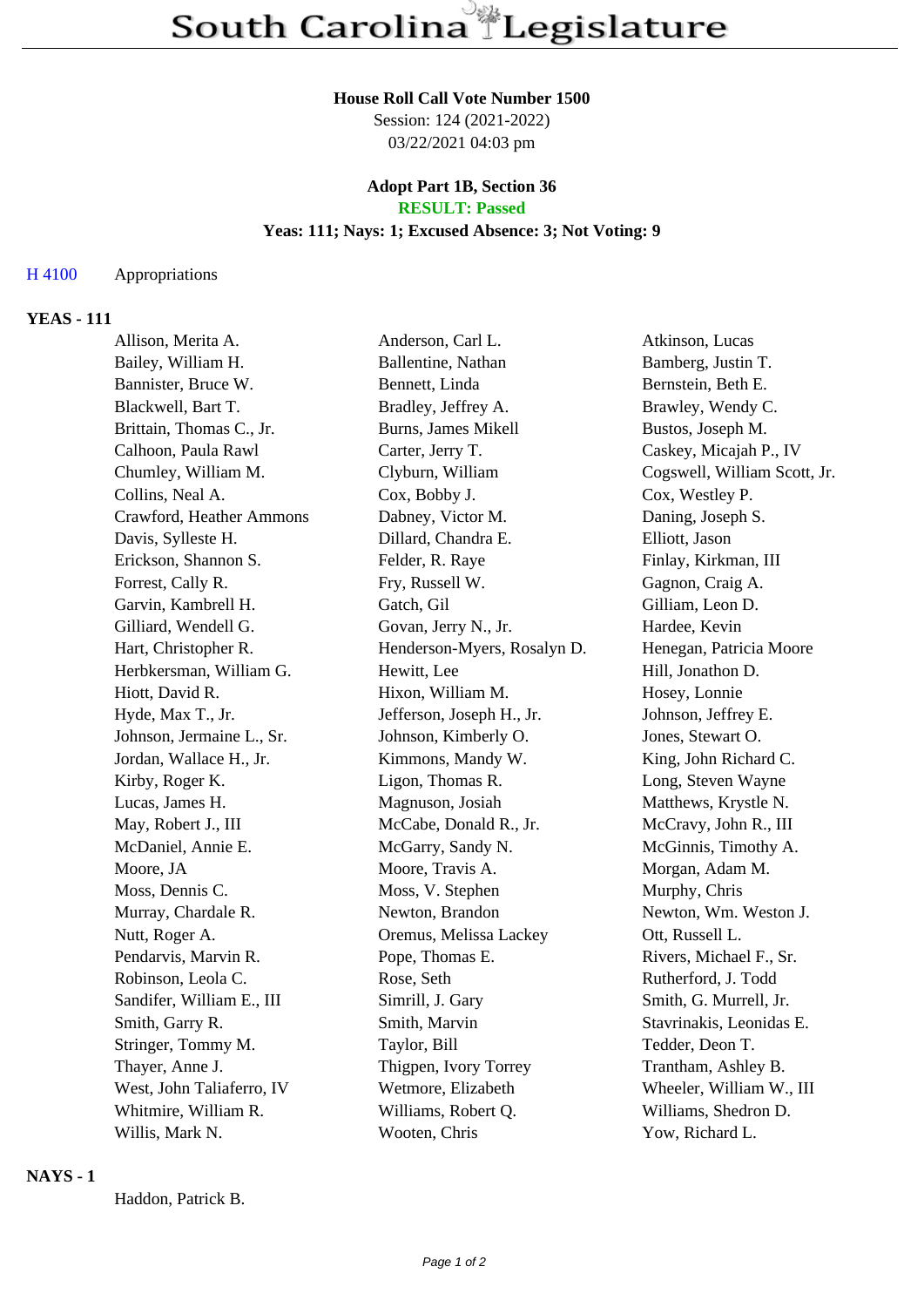# South Carolina Legislature

**House Roll Call Vote Number 1500**
Session: 124 (2021-2022)
03/22/2021 04:03 pm

**Adopt Part 1B, Section 36**
**RESULT: Passed**
**Yeas: 111; Nays: 1; Excused Absence: 3; Not Voting: 9**

H 4100 Appropriations

## YEAS - 111

| | | |
|---|---|---|
| Allison, Merita A. | Anderson, Carl L. | Atkinson, Lucas |
| Bailey, William H. | Ballentine, Nathan | Bamberg, Justin T. |
| Bannister, Bruce W. | Bennett, Linda | Bernstein, Beth E. |
| Blackwell, Bart T. | Bradley, Jeffrey A. | Brawley, Wendy C. |
| Brittain, Thomas C., Jr. | Burns, James Mikell | Bustos, Joseph M. |
| Calhoon, Paula Rawl | Carter, Jerry T. | Caskey, Micajah P., IV |
| Chumley, William M. | Clyburn, William | Cogswell, William Scott, Jr. |
| Collins, Neal A. | Cox, Bobby J. | Cox, Westley P. |
| Crawford, Heather Ammons | Dabney, Victor M. | Daning, Joseph S. |
| Davis, Sylleste H. | Dillard, Chandra E. | Elliott, Jason |
| Erickson, Shannon S. | Felder, R. Raye | Finlay, Kirkman, III |
| Forrest, Cally R. | Fry, Russell W. | Gagnon, Craig A. |
| Garvin, Kambrell H. | Gatch, Gil | Gilliam, Leon D. |
| Gilliard, Wendell G. | Govan, Jerry N., Jr. | Hardee, Kevin |
| Hart, Christopher R. | Henderson-Myers, Rosalyn D. | Henegan, Patricia Moore |
| Herbkersman, William G. | Hewitt, Lee | Hill, Jonathon D. |
| Hiott, David R. | Hixon, William M. | Hosey, Lonnie |
| Hyde, Max T., Jr. | Jefferson, Joseph H., Jr. | Johnson, Jeffrey E. |
| Johnson, Jermaine L., Sr. | Johnson, Kimberly O. | Jones, Stewart O. |
| Jordan, Wallace H., Jr. | Kimmons, Mandy W. | King, John Richard C. |
| Kirby, Roger K. | Ligon, Thomas R. | Long, Steven Wayne |
| Lucas, James H. | Magnuson, Josiah | Matthews, Krystle N. |
| May, Robert J., III | McCabe, Donald R., Jr. | McCravy, John R., III |
| McDaniel, Annie E. | McGarry, Sandy N. | McGinnis, Timothy A. |
| Moore, JA | Moore, Travis A. | Morgan, Adam M. |
| Moss, Dennis C. | Moss, V. Stephen | Murphy, Chris |
| Murray, Chardale R. | Newton, Brandon | Newton, Wm. Weston J. |
| Nutt, Roger A. | Oremus, Melissa Lackey | Ott, Russell L. |
| Pendarvis, Marvin R. | Pope, Thomas E. | Rivers, Michael F., Sr. |
| Robinson, Leola C. | Rose, Seth | Rutherford, J. Todd |
| Sandifer, William E., III | Simrill, J. Gary | Smith, G. Murrell, Jr. |
| Smith, Garry R. | Smith, Marvin | Stavrinakis, Leonidas E. |
| Stringer, Tommy M. | Taylor, Bill | Tedder, Deon T. |
| Thayer, Anne J. | Thigpen, Ivory Torrey | Trantham, Ashley B. |
| West, John Taliaferro, IV | Wetmore, Elizabeth | Wheeler, William W., III |
| Whitmire, William R. | Williams, Robert Q. | Williams, Shedron D. |
| Willis, Mark N. | Wooten, Chris | Yow, Richard L. |

## NAYS - 1

Haddon, Patrick B.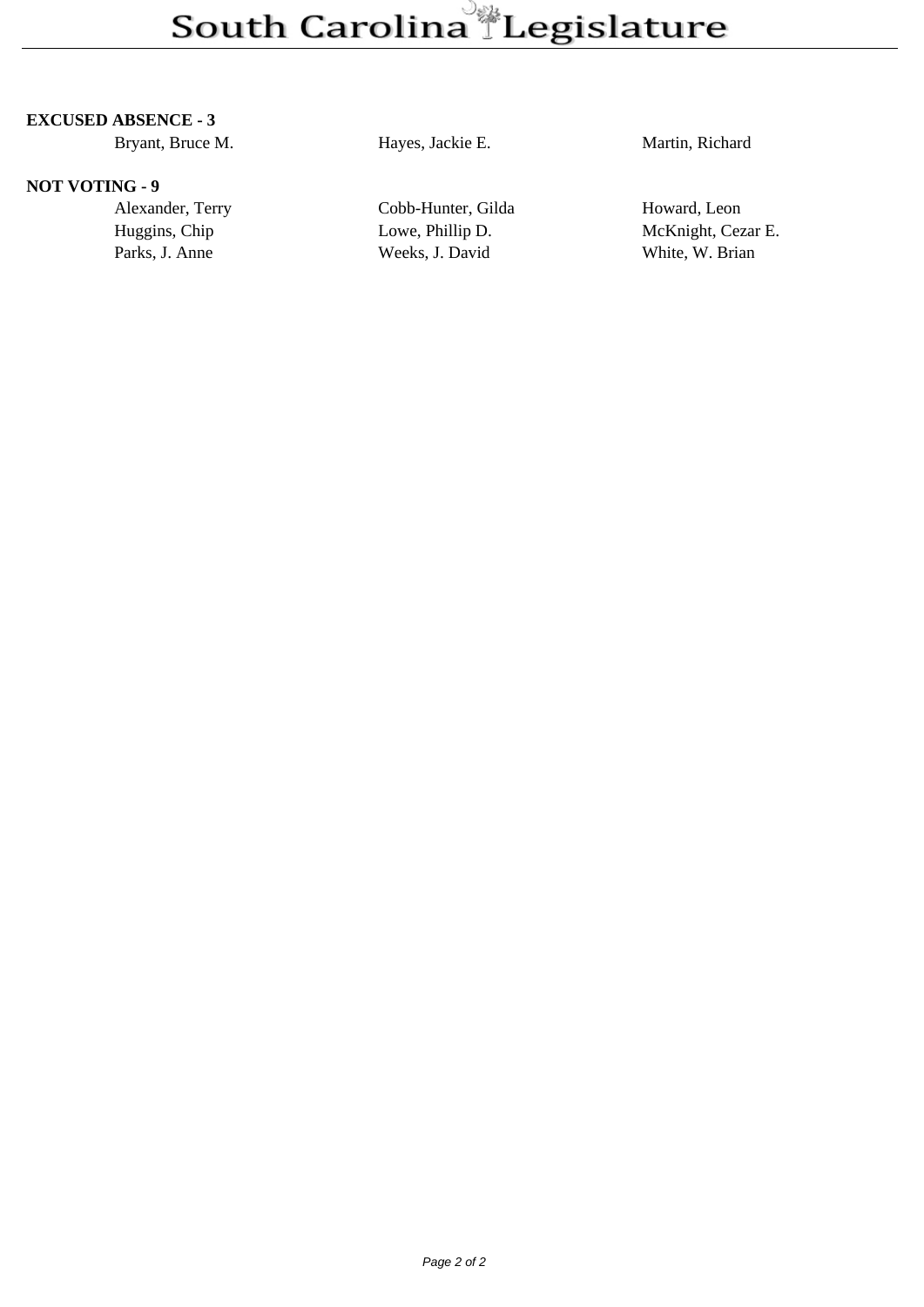**EXCUSED ABSENCE - 3**

| | | |
|---|---|---|
| Bryant, Bruce M. | Hayes, Jackie E. | Martin, Richard |

**NOT VOTING - 9**

| | | |
|---|---|---|
| Alexander, Terry | Cobb-Hunter, Gilda | Howard, Leon |
| Huggins, Chip | Lowe, Phillip D. | McKnight, Cezar E. |
| Parks, J. Anne | Weeks, J. David | White, W. Brian |